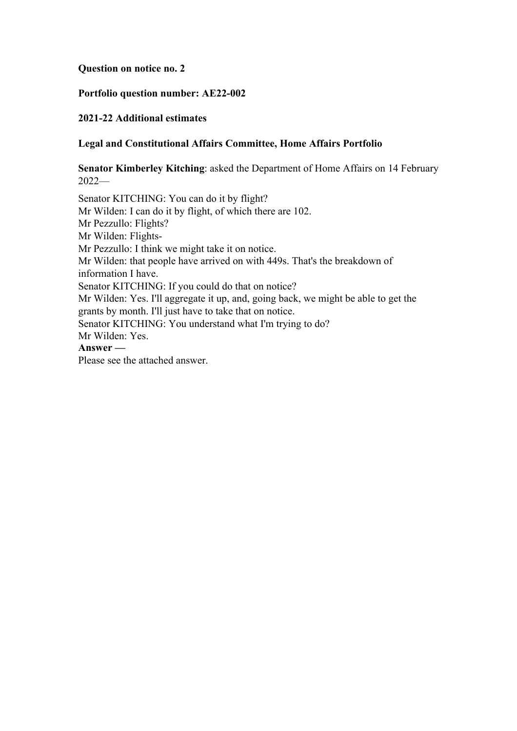**Question on notice no. 2**

**Portfolio question number: AE22-002**

**2021-22 Additional estimates**

**Legal and Constitutional Affairs Committee, Home Affairs Portfolio**

**Senator Kimberley Kitching**: asked the Department of Home Affairs on 14 February 2022—

Senator KITCHING: You can do it by flight?
Mr Wilden: I can do it by flight, of which there are 102.
Mr Pezzullo: Flights?
Mr Wilden: Flights-
Mr Pezzullo: I think we might take it on notice.
Mr Wilden: that people have arrived on with 449s. That's the breakdown of information I have.
Senator KITCHING: If you could do that on notice?
Mr Wilden: Yes. I'll aggregate it up, and, going back, we might be able to get the grants by month. I'll just have to take that on notice.
Senator KITCHING: You understand what I'm trying to do?
Mr Wilden: Yes.

**Answer —**

Please see the attached answer.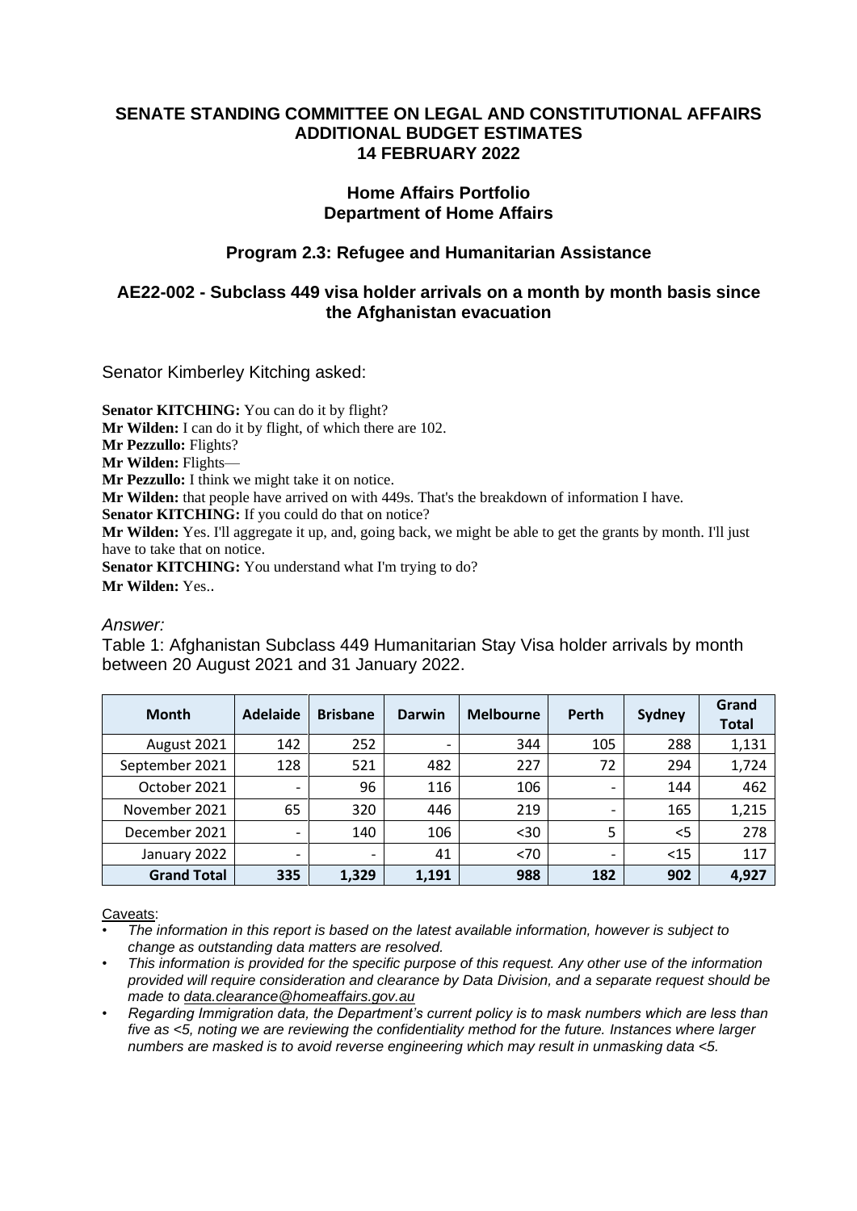## SENATE STANDING COMMITTEE ON LEGAL AND CONSTITUTIONAL AFFAIRS
## ADDITIONAL BUDGET ESTIMATES
## 14 FEBRUARY 2022

### Home Affairs Portfolio
### Department of Home Affairs

### Program 2.3: Refugee and Humanitarian Assistance

### AE22-002 - Subclass 449 visa holder arrivals on a month by month basis since the Afghanistan evacuation

Senator Kimberley Kitching asked:

**Senator KITCHING:** You can do it by flight?
**Mr Wilden:** I can do it by flight, of which there are 102.
**Mr Pezzullo:** Flights?
**Mr Wilden:** Flights—
**Mr Pezzullo:** I think we might take it on notice.
**Mr Wilden:** that people have arrived on with 449s. That's the breakdown of information I have.
**Senator KITCHING:** If you could do that on notice?
**Mr Wilden:** Yes. I'll aggregate it up, and, going back, we might be able to get the grants by month. I'll just have to take that on notice.
**Senator KITCHING:** You understand what I'm trying to do?
**Mr Wilden:** Yes..

*Answer:*

Table 1: Afghanistan Subclass 449 Humanitarian Stay Visa holder arrivals by month between 20 August 2021 and 31 January 2022.

| Month | Adelaide | Brisbane | Darwin | Melbourne | Perth | Sydney | Grand Total |
|---|---|---|---|---|---|---|---|
| August 2021 | 142 | 252 | - | 344 | 105 | 288 | 1,131 |
| September 2021 | 128 | 521 | 482 | 227 | 72 | 294 | 1,724 |
| October 2021 | - | 96 | 116 | 106 | - | 144 | 462 |
| November 2021 | 65 | 320 | 446 | 219 | - | 165 | 1,215 |
| December 2021 | - | 140 | 106 | <30 | 5 | <5 | 278 |
| January 2022 | - | - | 41 | <70 | - | <15 | 117 |
| **Grand Total** | **335** | **1,329** | **1,191** | **988** | **182** | **902** | **4,927** |

Caveats:

- *The information in this report is based on the latest available information, however is subject to change as outstanding data matters are resolved.*
- *This information is provided for the specific purpose of this request. Any other use of the information provided will require consideration and clearance by Data Division, and a separate request should be made to data.clearance@homeaffairs.gov.au*
- *Regarding Immigration data, the Department's current policy is to mask numbers which are less than five as <5, noting we are reviewing the confidentiality method for the future. Instances where larger numbers are masked is to avoid reverse engineering which may result in unmasking data <5.*